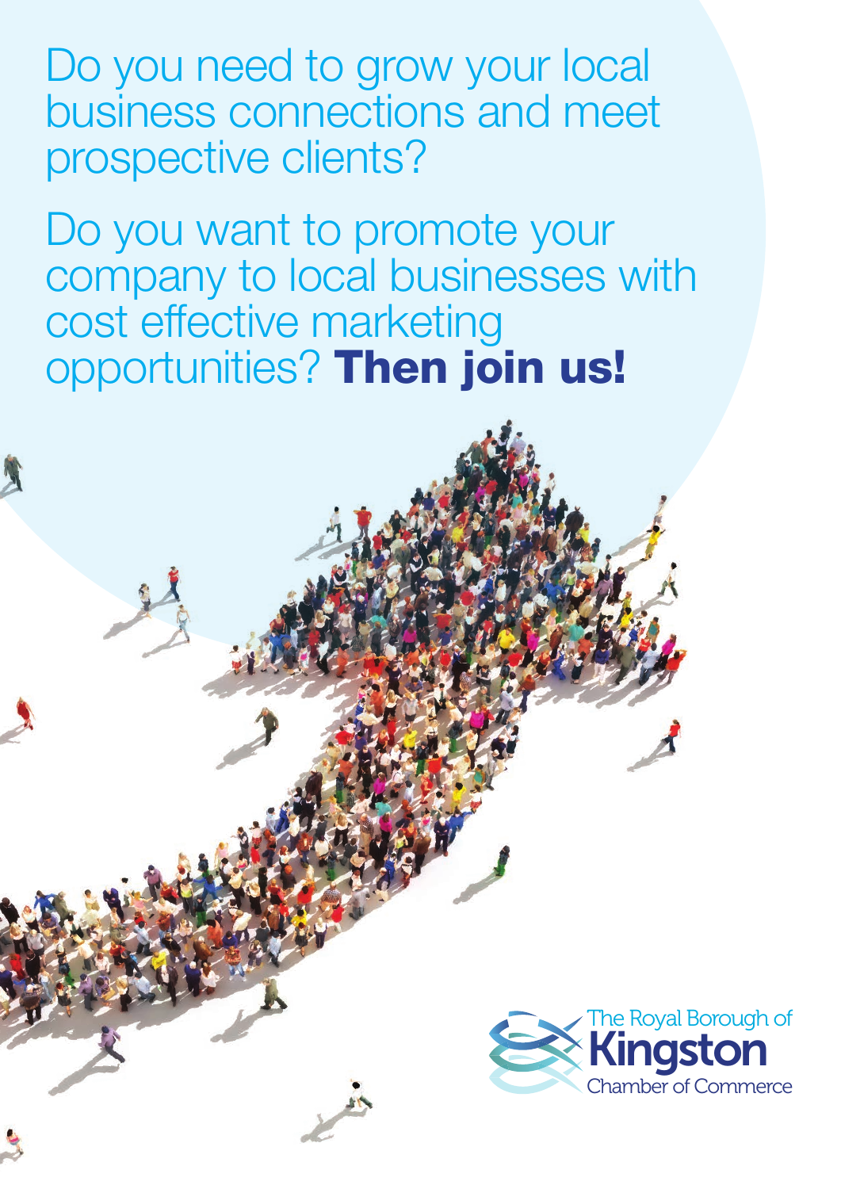Do you need to grow your local business connections and meet prospective clients?

Do you want to promote your company to local businesses with cost effective marketing opportunities? **Then join us!**

The Royal Borough of **Kingston** Chamber of Commerce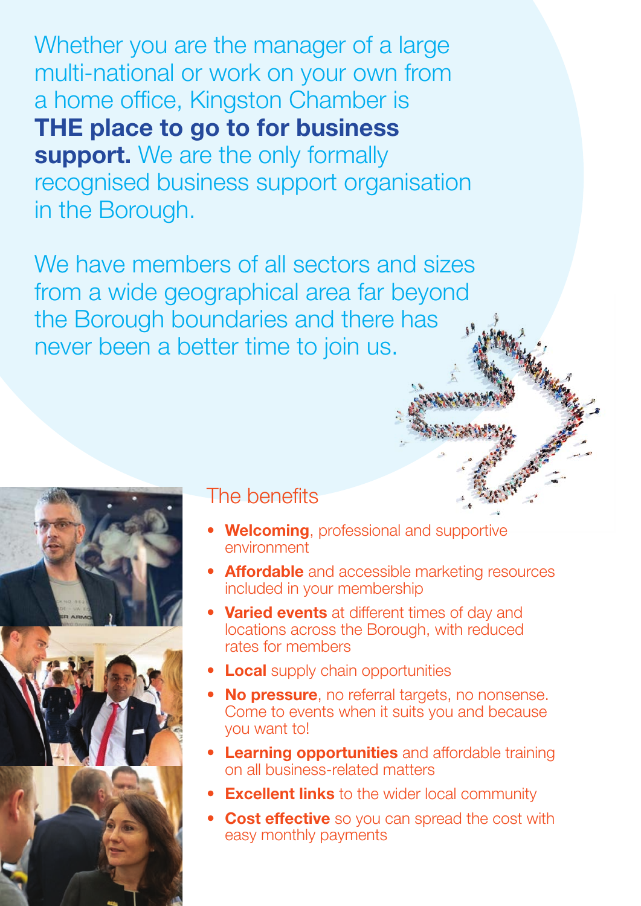Whether you are the manager of a large multi-national or work on your own from a home office, Kingston Chamber is **THE place to go to for business support.** We are the only formally recognised business support organisation in the Borough.

We have members of all sectors and sizes from a wide geographical area far beyond the Borough boundaries and there has never been a better time to join us.

## The benefits

- **Welcoming**, professional and supportive environment
- **Affordable** and accessible marketing resources included in your membership
- **Varied events** at different times of day and locations across the Borough, with reduced rates for members
- **Local** supply chain opportunities
- **No pressure**, no referral targets, no nonsense. Come to events when it suits you and because you want to!
- **Learning opportunities** and affordable training on all business-related matters
- **Excellent links** to the wider local community
- **Cost effective** so you can spread the cost with easy monthly payments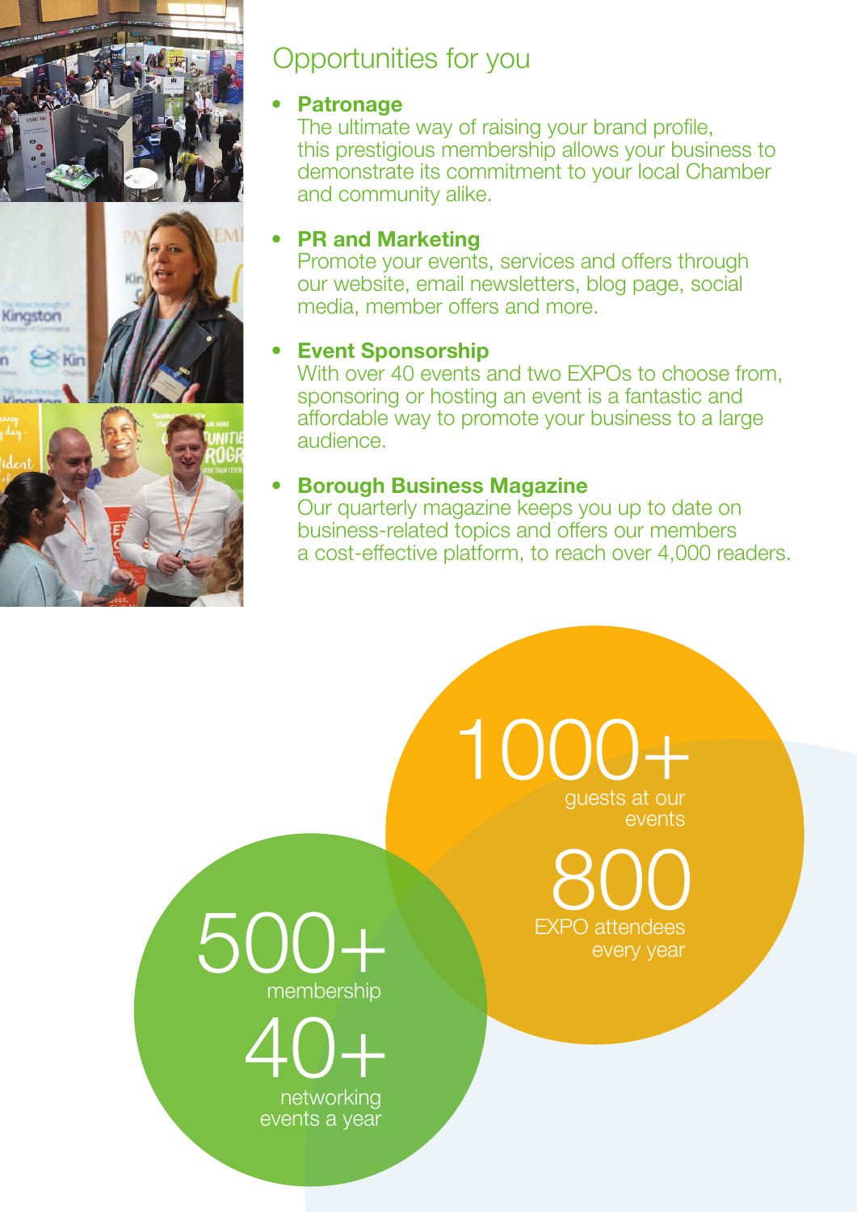## Opportunities for you

- **Patronage**
  The ultimate way of raising your brand profile, this prestigious membership allows your business to demonstrate its commitment to your local Chamber and community alike.

- **PR and Marketing**
  Promote your events, services and offers through our website, email newsletters, blog page, social media, member offers and more.

- **Event Sponsorship**
  With over 40 events and two EXPOs to choose from, sponsoring or hosting an event is a fantastic and affordable way to promote your business to a large audience.

- **Borough Business Magazine**
  Our quarterly magazine keeps you up to date on business-related topics and offers our members a cost-effective platform, to reach over 4,000 readers.

**1000+**
guests at our events

**800**
EXPO attendees every year

**500+**
membership

**40+**
networking events a year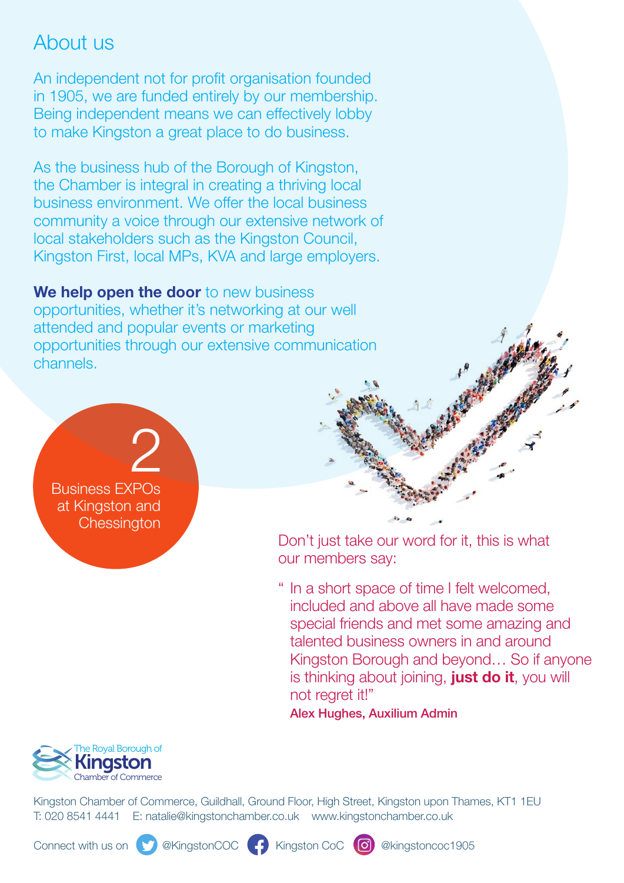## About us

An independent not for profit organisation founded in 1905, we are funded entirely by our membership. Being independent means we can effectively lobby to make Kingston a great place to do business.

As the business hub of the Borough of Kingston, the Chamber is integral in creating a thriving local business environment. We offer the local business community a voice through our extensive network of local stakeholders such as the Kingston Council, Kingston First, local MPs, KVA and large employers.

**We help open the door** to new business opportunities, whether it's networking at our well attended and popular events or marketing opportunities through our extensive communication channels.

2

Business EXPOs at Kingston and Chessington

Don't just take our word for it, this is what our members say:

" In a short space of time I felt welcomed, included and above all have made some special friends and met some amazing and talented business owners in and around Kingston Borough and beyond… So if anyone is thinking about joining, **just do it**, you will not regret it!"

**Alex Hughes, Auxilium Admin**

The Royal Borough of **Kingston** Chamber of Commerce

Kingston Chamber of Commerce, Guildhall, Ground Floor, High Street, Kingston upon Thames, KT1 1EU
T: 020 8541 4441 E: natalie@kingstonchamber.co.uk www.kingstonchamber.co.uk

Connect with us on @KingstonCOC Kingston CoC @kingstoncoc1905